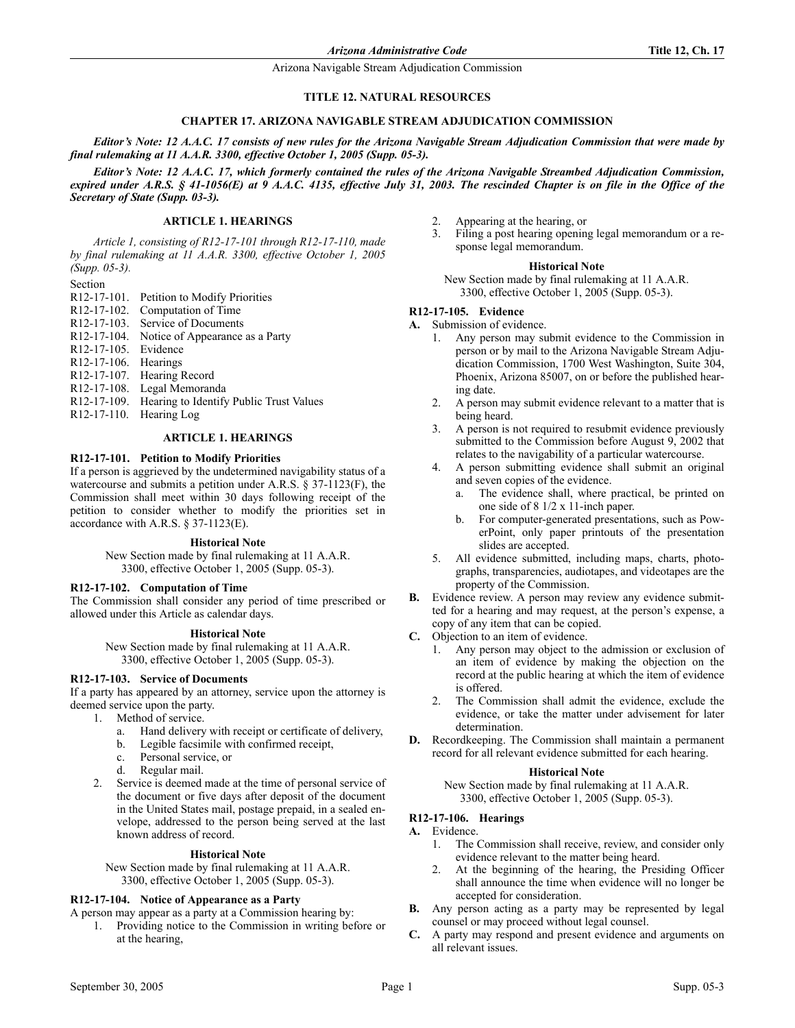# TITLE 12. NATURAL RESOURCES

## CHAPTER 17. ARIZONA NAVIGABLE STREAM ADJUDICATION COMMISSION

***Editor's Note: 12 A.A.C. 17 consists of new rules for the Arizona Navigable Stream Adjudication Commission that were made by final rulemaking at 11 A.A.R. 3300, effective October 1, 2005 (Supp. 05-3).***

***Editor's Note: 12 A.A.C. 17, which formerly contained the rules of the Arizona Navigable Streambed Adjudication Commission, expired under A.R.S. § 41-1056(E) at 9 A.A.C. 4135, effective July 31, 2003. The rescinded Chapter is on file in the Office of the Secretary of State (Supp. 03-3).***

### ARTICLE 1. HEARINGS

*Article 1, consisting of R12-17-101 through R12-17-110, made by final rulemaking at 11 A.A.R. 3300, effective October 1, 2005 (Supp. 05-3).*

Section

R12-17-101. Petition to Modify Priorities
R12-17-102. Computation of Time
R12-17-103. Service of Documents
R12-17-104. Notice of Appearance as a Party
R12-17-105. Evidence
R12-17-106. Hearings
R12-17-107. Hearing Record
R12-17-108. Legal Memoranda
R12-17-109. Hearing to Identify Public Trust Values
R12-17-110. Hearing Log

### ARTICLE 1. HEARINGS

#### R12-17-101. Petition to Modify Priorities

If a person is aggrieved by the undetermined navigability status of a watercourse and submits a petition under A.R.S. § 37-1123(F), the Commission shall meet within 30 days following receipt of the petition to consider whether to modify the priorities set in accordance with A.R.S. § 37-1123(E).

**Historical Note**

New Section made by final rulemaking at 11 A.A.R. 3300, effective October 1, 2005 (Supp. 05-3).

#### R12-17-102. Computation of Time

The Commission shall consider any period of time prescribed or allowed under this Article as calendar days.

**Historical Note**

New Section made by final rulemaking at 11 A.A.R. 3300, effective October 1, 2005 (Supp. 05-3).

#### R12-17-103. Service of Documents

If a party has appeared by an attorney, service upon the attorney is deemed service upon the party.

1. Method of service.
   a. Hand delivery with receipt or certificate of delivery,
   b. Legible facsimile with confirmed receipt,
   c. Personal service, or
   d. Regular mail.
2. Service is deemed made at the time of personal service of the document or five days after deposit of the document in the United States mail, postage prepaid, in a sealed envelope, addressed to the person being served at the last known address of record.

**Historical Note**

New Section made by final rulemaking at 11 A.A.R. 3300, effective October 1, 2005 (Supp. 05-3).

#### R12-17-104. Notice of Appearance as a Party

A person may appear as a party at a Commission hearing by:

1. Providing notice to the Commission in writing before or at the hearing,
2. Appearing at the hearing, or
3. Filing a post hearing opening legal memorandum or a response legal memorandum.

**Historical Note**

New Section made by final rulemaking at 11 A.A.R. 3300, effective October 1, 2005 (Supp. 05-3).

#### R12-17-105. Evidence

**A.** Submission of evidence.
   1. Any person may submit evidence to the Commission in person or by mail to the Arizona Navigable Stream Adjudication Commission, 1700 West Washington, Suite 304, Phoenix, Arizona 85007, on or before the published hearing date.
   2. A person may submit evidence relevant to a matter that is being heard.
   3. A person is not required to resubmit evidence previously submitted to the Commission before August 9, 2002 that relates to the navigability of a particular watercourse.
   4. A person submitting evidence shall submit an original and seven copies of the evidence.
      a. The evidence shall, where practical, be printed on one side of 8 1/2 x 11-inch paper.
      b. For computer-generated presentations, such as PowerPoint, only paper printouts of the presentation slides are accepted.
   5. All evidence submitted, including maps, charts, photographs, transparencies, audiotapes, and videotapes are the property of the Commission.

**B.** Evidence review. A person may review any evidence submitted for a hearing and may request, at the person's expense, a copy of any item that can be copied.

**C.** Objection to an item of evidence.
   1. Any person may object to the admission or exclusion of an item of evidence by making the objection on the record at the public hearing at which the item of evidence is offered.
   2. The Commission shall admit the evidence, exclude the evidence, or take the matter under advisement for later determination.

**D.** Recordkeeping. The Commission shall maintain a permanent record for all relevant evidence submitted for each hearing.

**Historical Note**

New Section made by final rulemaking at 11 A.A.R. 3300, effective October 1, 2005 (Supp. 05-3).

#### R12-17-106. Hearings

**A.** Evidence.
   1. The Commission shall receive, review, and consider only evidence relevant to the matter being heard.
   2. At the beginning of the hearing, the Presiding Officer shall announce the time when evidence will no longer be accepted for consideration.

**B.** Any person acting as a party may be represented by legal counsel or may proceed without legal counsel.

**C.** A party may respond and present evidence and arguments on all relevant issues.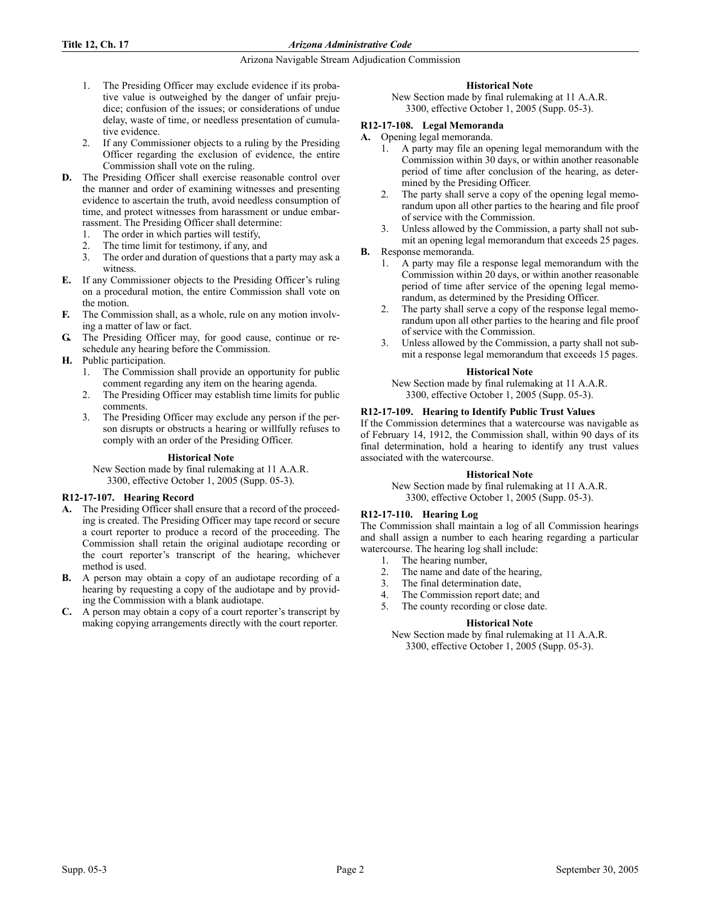1. The Presiding Officer may exclude evidence if its probative value is outweighed by the danger of unfair prejudice; confusion of the issues; or considerations of undue delay, waste of time, or needless presentation of cumulative evidence.
2. If any Commissioner objects to a ruling by the Presiding Officer regarding the exclusion of evidence, the entire Commission shall vote on the ruling.

**D.** The Presiding Officer shall exercise reasonable control over the manner and order of examining witnesses and presenting evidence to ascertain the truth, avoid needless consumption of time, and protect witnesses from harassment or undue embarrassment. The Presiding Officer shall determine:

1. The order in which parties will testify,
2. The time limit for testimony, if any, and
3. The order and duration of questions that a party may ask a witness.

**E.** If any Commissioner objects to the Presiding Officer's ruling on a procedural motion, the entire Commission shall vote on the motion.

**F.** The Commission shall, as a whole, rule on any motion involving a matter of law or fact.

**G.** The Presiding Officer may, for good cause, continue or reschedule any hearing before the Commission.

**H.** Public participation.

1. The Commission shall provide an opportunity for public comment regarding any item on the hearing agenda.
2. The Presiding Officer may establish time limits for public comments.
3. The Presiding Officer may exclude any person if the person disrupts or obstructs a hearing or willfully refuses to comply with an order of the Presiding Officer.

**Historical Note**

New Section made by final rulemaking at 11 A.A.R. 3300, effective October 1, 2005 (Supp. 05-3).

### R12-17-107. Hearing Record

**A.** The Presiding Officer shall ensure that a record of the proceeding is created. The Presiding Officer may tape record or secure a court reporter to produce a record of the proceeding. The Commission shall retain the original audiotape recording or the court reporter's transcript of the hearing, whichever method is used.

**B.** A person may obtain a copy of an audiotape recording of a hearing by requesting a copy of the audiotape and by providing the Commission with a blank audiotape.

**C.** A person may obtain a copy of a court reporter's transcript by making copying arrangements directly with the court reporter.

**Historical Note**

New Section made by final rulemaking at 11 A.A.R. 3300, effective October 1, 2005 (Supp. 05-3).

### R12-17-108. Legal Memoranda

**A.** Opening legal memoranda.

1. A party may file an opening legal memorandum with the Commission within 30 days, or within another reasonable period of time after conclusion of the hearing, as determined by the Presiding Officer.
2. The party shall serve a copy of the opening legal memorandum upon all other parties to the hearing and file proof of service with the Commission.
3. Unless allowed by the Commission, a party shall not submit an opening legal memorandum that exceeds 25 pages.

**B.** Response memoranda.

1. A party may file a response legal memorandum with the Commission within 20 days, or within another reasonable period of time after service of the opening legal memorandum, as determined by the Presiding Officer.
2. The party shall serve a copy of the response legal memorandum upon all other parties to the hearing and file proof of service with the Commission.
3. Unless allowed by the Commission, a party shall not submit a response legal memorandum that exceeds 15 pages.

**Historical Note**

New Section made by final rulemaking at 11 A.A.R. 3300, effective October 1, 2005 (Supp. 05-3).

### R12-17-109. Hearing to Identify Public Trust Values

If the Commission determines that a watercourse was navigable as of February 14, 1912, the Commission shall, within 90 days of its final determination, hold a hearing to identify any trust values associated with the watercourse.

**Historical Note**

New Section made by final rulemaking at 11 A.A.R. 3300, effective October 1, 2005 (Supp. 05-3).

### R12-17-110. Hearing Log

The Commission shall maintain a log of all Commission hearings and shall assign a number to each hearing regarding a particular watercourse. The hearing log shall include:

1. The hearing number,
2. The name and date of the hearing,
3. The final determination date,
4. The Commission report date; and
5. The county recording or close date.

**Historical Note**

New Section made by final rulemaking at 11 A.A.R. 3300, effective October 1, 2005 (Supp. 05-3).